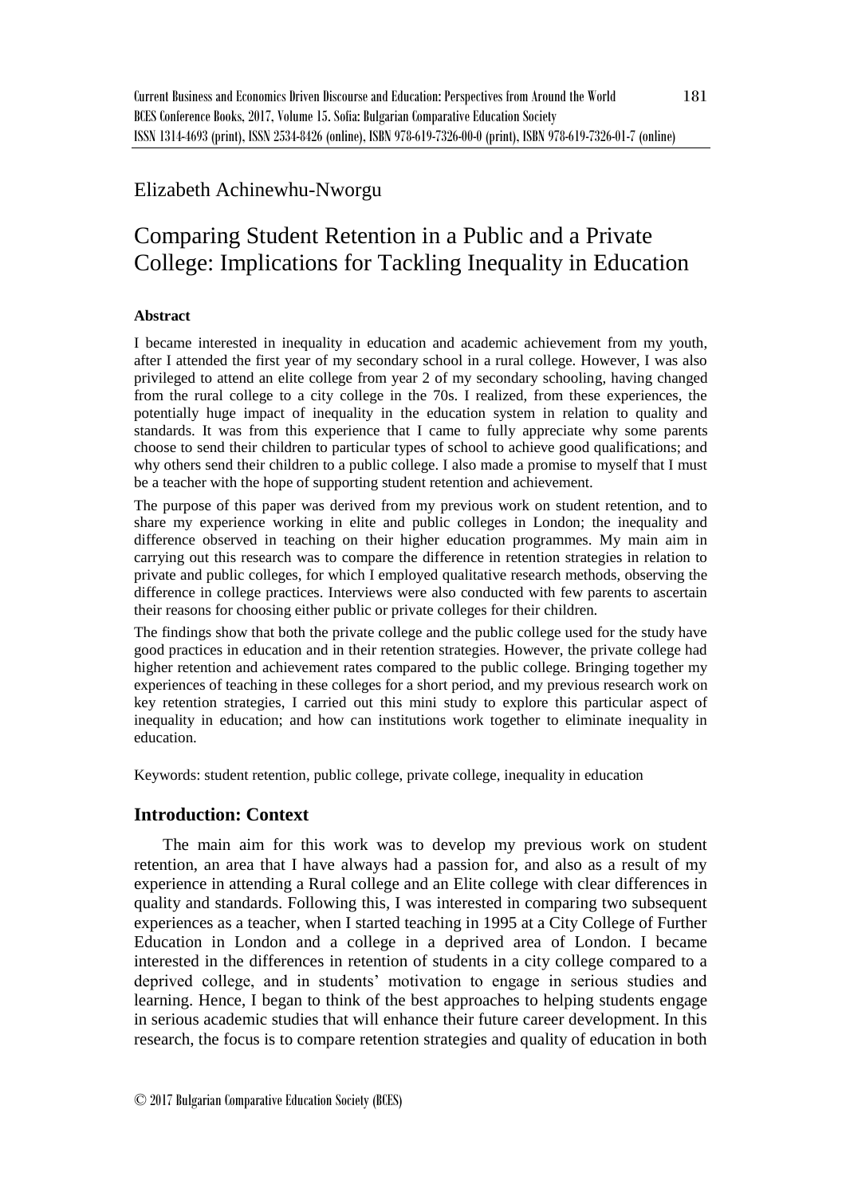Elizabeth Achinewhu-Nworgu

# Comparing Student Retention in a Public and a Private College: Implications for Tackling Inequality in Education

**Abstract**

I became interested in inequality in education and academic achievement from my youth, after I attended the first year of my secondary school in a rural college. However, I was also privileged to attend an elite college from year 2 of my secondary schooling, having changed from the rural college to a city college in the 70s. I realized, from these experiences, the potentially huge impact of inequality in the education system in relation to quality and standards. It was from this experience that I came to fully appreciate why some parents choose to send their children to particular types of school to achieve good qualifications; and why others send their children to a public college. I also made a promise to myself that I must be a teacher with the hope of supporting student retention and achievement.

The purpose of this paper was derived from my previous work on student retention, and to share my experience working in elite and public colleges in London; the inequality and difference observed in teaching on their higher education programmes. My main aim in carrying out this research was to compare the difference in retention strategies in relation to private and public colleges, for which I employed qualitative research methods, observing the difference in college practices. Interviews were also conducted with few parents to ascertain their reasons for choosing either public or private colleges for their children.

The findings show that both the private college and the public college used for the study have good practices in education and in their retention strategies. However, the private college had higher retention and achievement rates compared to the public college. Bringing together my experiences of teaching in these colleges for a short period, and my previous research work on key retention strategies, I carried out this mini study to explore this particular aspect of inequality in education; and how can institutions work together to eliminate inequality in education.

Keywords: student retention, public college, private college, inequality in education

## Introduction: Context

The main aim for this work was to develop my previous work on student retention, an area that I have always had a passion for, and also as a result of my experience in attending a Rural college and an Elite college with clear differences in quality and standards. Following this, I was interested in comparing two subsequent experiences as a teacher, when I started teaching in 1995 at a City College of Further Education in London and a college in a deprived area of London. I became interested in the differences in retention of students in a city college compared to a deprived college, and in students' motivation to engage in serious studies and learning. Hence, I began to think of the best approaches to helping students engage in serious academic studies that will enhance their future career development. In this research, the focus is to compare retention strategies and quality of education in both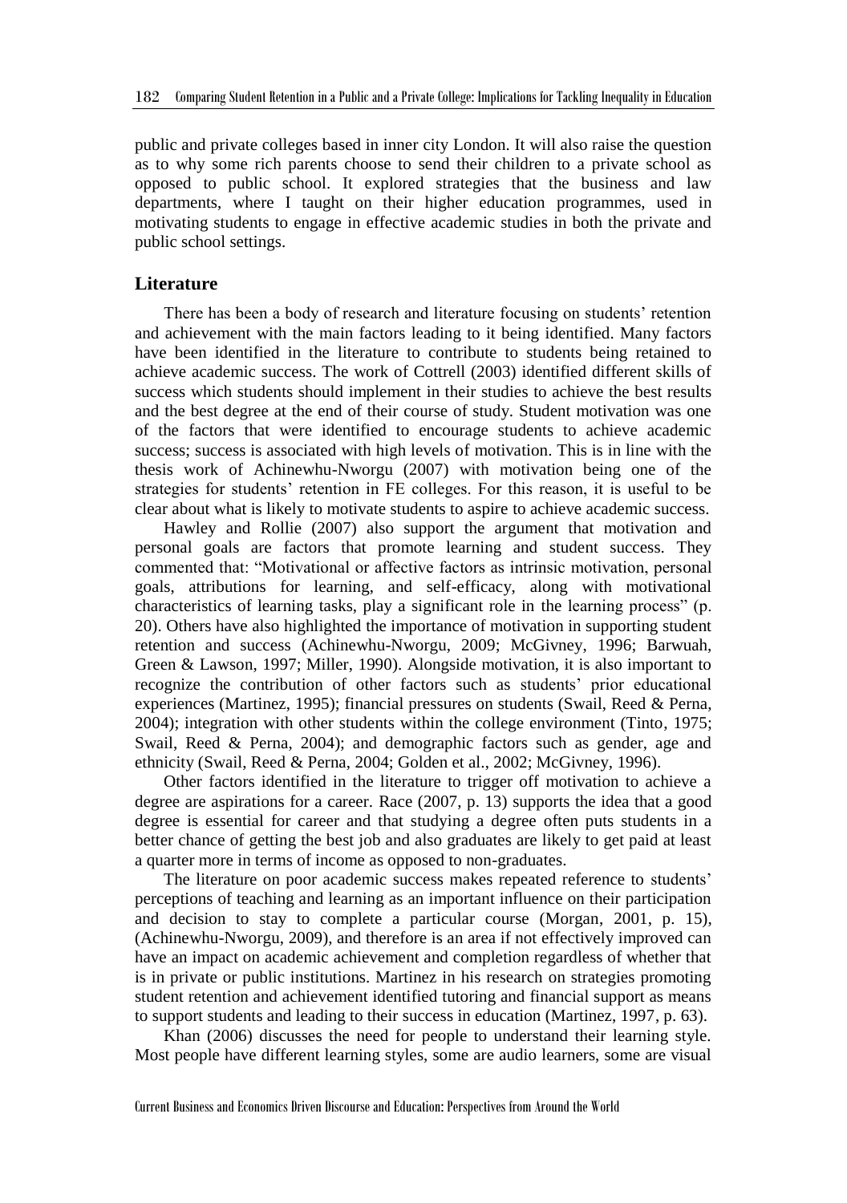public and private colleges based in inner city London. It will also raise the question as to why some rich parents choose to send their children to a private school as opposed to public school. It explored strategies that the business and law departments, where I taught on their higher education programmes, used in motivating students to engage in effective academic studies in both the private and public school settings.

## Literature

There has been a body of research and literature focusing on students' retention and achievement with the main factors leading to it being identified. Many factors have been identified in the literature to contribute to students being retained to achieve academic success. The work of Cottrell (2003) identified different skills of success which students should implement in their studies to achieve the best results and the best degree at the end of their course of study. Student motivation was one of the factors that were identified to encourage students to achieve academic success; success is associated with high levels of motivation. This is in line with the thesis work of Achinewhu-Nworgu (2007) with motivation being one of the strategies for students' retention in FE colleges. For this reason, it is useful to be clear about what is likely to motivate students to aspire to achieve academic success.

Hawley and Rollie (2007) also support the argument that motivation and personal goals are factors that promote learning and student success. They commented that: "Motivational or affective factors as intrinsic motivation, personal goals, attributions for learning, and self-efficacy, along with motivational characteristics of learning tasks, play a significant role in the learning process" (p. 20). Others have also highlighted the importance of motivation in supporting student retention and success (Achinewhu-Nworgu, 2009; McGivney, 1996; Barwuah, Green & Lawson, 1997; Miller, 1990). Alongside motivation, it is also important to recognize the contribution of other factors such as students' prior educational experiences (Martinez, 1995); financial pressures on students (Swail, Reed & Perna, 2004); integration with other students within the college environment (Tinto, 1975; Swail, Reed & Perna, 2004); and demographic factors such as gender, age and ethnicity (Swail, Reed & Perna, 2004; Golden et al., 2002; McGivney, 1996).

Other factors identified in the literature to trigger off motivation to achieve a degree are aspirations for a career. Race (2007, p. 13) supports the idea that a good degree is essential for career and that studying a degree often puts students in a better chance of getting the best job and also graduates are likely to get paid at least a quarter more in terms of income as opposed to non-graduates.

The literature on poor academic success makes repeated reference to students' perceptions of teaching and learning as an important influence on their participation and decision to stay to complete a particular course (Morgan, 2001, p. 15), (Achinewhu-Nworgu, 2009), and therefore is an area if not effectively improved can have an impact on academic achievement and completion regardless of whether that is in private or public institutions. Martinez in his research on strategies promoting student retention and achievement identified tutoring and financial support as means to support students and leading to their success in education (Martinez, 1997, p. 63).

Khan (2006) discusses the need for people to understand their learning style. Most people have different learning styles, some are audio learners, some are visual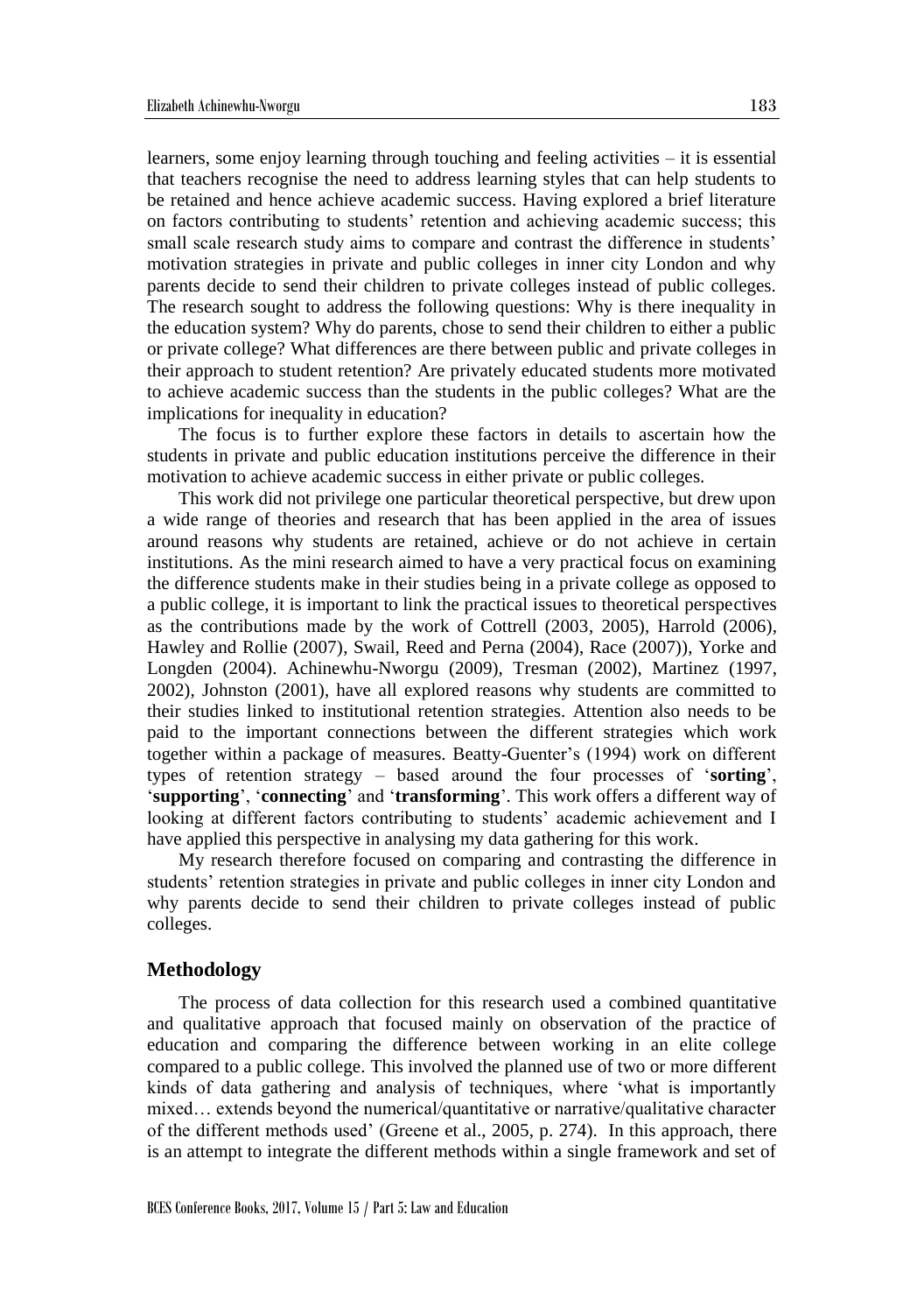learners, some enjoy learning through touching and feeling activities – it is essential that teachers recognise the need to address learning styles that can help students to be retained and hence achieve academic success. Having explored a brief literature on factors contributing to students' retention and achieving academic success; this small scale research study aims to compare and contrast the difference in students' motivation strategies in private and public colleges in inner city London and why parents decide to send their children to private colleges instead of public colleges. The research sought to address the following questions: Why is there inequality in the education system? Why do parents, chose to send their children to either a public or private college? What differences are there between public and private colleges in their approach to student retention? Are privately educated students more motivated to achieve academic success than the students in the public colleges? What are the implications for inequality in education?

The focus is to further explore these factors in details to ascertain how the students in private and public education institutions perceive the difference in their motivation to achieve academic success in either private or public colleges.

This work did not privilege one particular theoretical perspective, but drew upon a wide range of theories and research that has been applied in the area of issues around reasons why students are retained, achieve or do not achieve in certain institutions. As the mini research aimed to have a very practical focus on examining the difference students make in their studies being in a private college as opposed to a public college, it is important to link the practical issues to theoretical perspectives as the contributions made by the work of Cottrell (2003, 2005), Harrold (2006), Hawley and Rollie (2007), Swail, Reed and Perna (2004), Race (2007)), Yorke and Longden (2004). Achinewhu-Nworgu (2009), Tresman (2002), Martinez (1997, 2002), Johnston (2001), have all explored reasons why students are committed to their studies linked to institutional retention strategies. Attention also needs to be paid to the important connections between the different strategies which work together within a package of measures. Beatty-Guenter's (1994) work on different types of retention strategy – based around the four processes of '**sorting**', '**supporting**', '**connecting**' and '**transforming**'. This work offers a different way of looking at different factors contributing to students' academic achievement and I have applied this perspective in analysing my data gathering for this work.

My research therefore focused on comparing and contrasting the difference in students' retention strategies in private and public colleges in inner city London and why parents decide to send their children to private colleges instead of public colleges.

## Methodology

The process of data collection for this research used a combined quantitative and qualitative approach that focused mainly on observation of the practice of education and comparing the difference between working in an elite college compared to a public college. This involved the planned use of two or more different kinds of data gathering and analysis of techniques, where 'what is importantly mixed… extends beyond the numerical/quantitative or narrative/qualitative character of the different methods used' (Greene et al., 2005, p. 274). In this approach, there is an attempt to integrate the different methods within a single framework and set of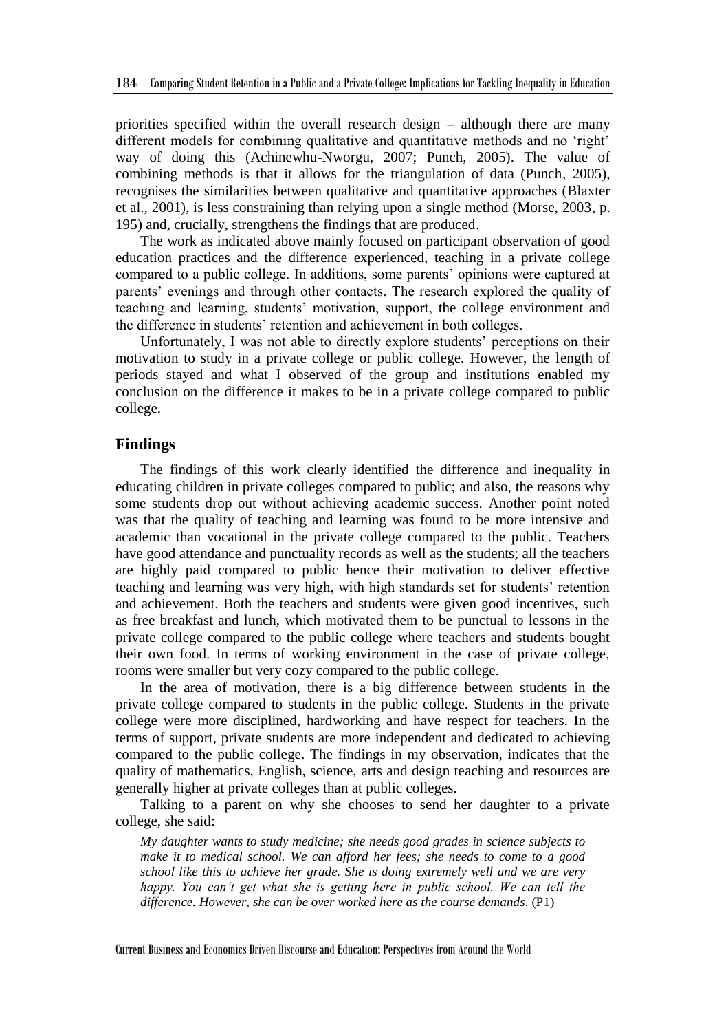priorities specified within the overall research design – although there are many different models for combining qualitative and quantitative methods and no 'right' way of doing this (Achinewhu-Nworgu, 2007; Punch, 2005). The value of combining methods is that it allows for the triangulation of data (Punch, 2005), recognises the similarities between qualitative and quantitative approaches (Blaxter et al., 2001), is less constraining than relying upon a single method (Morse, 2003, p. 195) and, crucially, strengthens the findings that are produced.

The work as indicated above mainly focused on participant observation of good education practices and the difference experienced, teaching in a private college compared to a public college. In additions, some parents' opinions were captured at parents' evenings and through other contacts. The research explored the quality of teaching and learning, students' motivation, support, the college environment and the difference in students' retention and achievement in both colleges.

Unfortunately, I was not able to directly explore students' perceptions on their motivation to study in a private college or public college. However, the length of periods stayed and what I observed of the group and institutions enabled my conclusion on the difference it makes to be in a private college compared to public college.

## Findings

The findings of this work clearly identified the difference and inequality in educating children in private colleges compared to public; and also, the reasons why some students drop out without achieving academic success. Another point noted was that the quality of teaching and learning was found to be more intensive and academic than vocational in the private college compared to the public. Teachers have good attendance and punctuality records as well as the students; all the teachers are highly paid compared to public hence their motivation to deliver effective teaching and learning was very high, with high standards set for students' retention and achievement. Both the teachers and students were given good incentives, such as free breakfast and lunch, which motivated them to be punctual to lessons in the private college compared to the public college where teachers and students bought their own food. In terms of working environment in the case of private college, rooms were smaller but very cozy compared to the public college.

In the area of motivation, there is a big difference between students in the private college compared to students in the public college. Students in the private college were more disciplined, hardworking and have respect for teachers. In the terms of support, private students are more independent and dedicated to achieving compared to the public college. The findings in my observation, indicates that the quality of mathematics, English, science, arts and design teaching and resources are generally higher at private colleges than at public colleges.

Talking to a parent on why she chooses to send her daughter to a private college, she said:

> *My daughter wants to study medicine; she needs good grades in science subjects to make it to medical school. We can afford her fees; she needs to come to a good school like this to achieve her grade. She is doing extremely well and we are very happy. You can't get what she is getting here in public school. We can tell the difference. However, she can be over worked here as the course demands.* (P1)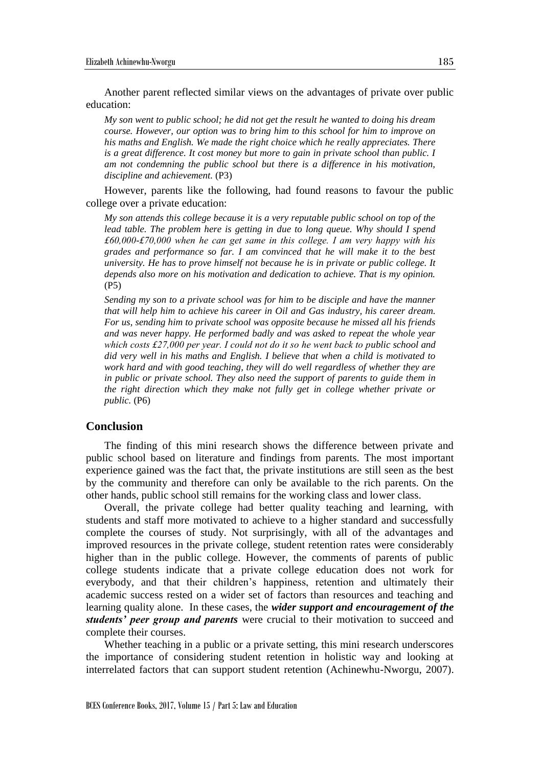Another parent reflected similar views on the advantages of private over public education:

> *My son went to public school; he did not get the result he wanted to doing his dream course. However, our option was to bring him to this school for him to improve on his maths and English. We made the right choice which he really appreciates. There is a great difference. It cost money but more to gain in private school than public. I am not condemning the public school but there is a difference in his motivation, discipline and achievement.* (P3)

However, parents like the following, had found reasons to favour the public college over a private education:

> *My son attends this college because it is a very reputable public school on top of the lead table. The problem here is getting in due to long queue. Why should I spend £60,000-£70,000 when he can get same in this college. I am very happy with his grades and performance so far. I am convinced that he will make it to the best university. He has to prove himself not because he is in private or public college. It depends also more on his motivation and dedication to achieve. That is my opinion.* (P5)

> *Sending my son to a private school was for him to be disciple and have the manner that will help him to achieve his career in Oil and Gas industry, his career dream. For us, sending him to private school was opposite because he missed all his friends and was never happy. He performed badly and was asked to repeat the whole year which costs £27,000 per year. I could not do it so he went back to public school and did very well in his maths and English. I believe that when a child is motivated to work hard and with good teaching, they will do well regardless of whether they are in public or private school. They also need the support of parents to guide them in the right direction which they make not fully get in college whether private or public.* (P6)

## Conclusion

The finding of this mini research shows the difference between private and public school based on literature and findings from parents. The most important experience gained was the fact that, the private institutions are still seen as the best by the community and therefore can only be available to the rich parents. On the other hands, public school still remains for the working class and lower class.

Overall, the private college had better quality teaching and learning, with students and staff more motivated to achieve to a higher standard and successfully complete the courses of study. Not surprisingly, with all of the advantages and improved resources in the private college, student retention rates were considerably higher than in the public college. However, the comments of parents of public college students indicate that a private college education does not work for everybody, and that their children's happiness, retention and ultimately their academic success rested on a wider set of factors than resources and teaching and learning quality alone. In these cases, the ***wider support and encouragement of the students' peer group and parents*** were crucial to their motivation to succeed and complete their courses.

Whether teaching in a public or a private setting, this mini research underscores the importance of considering student retention in holistic way and looking at interrelated factors that can support student retention (Achinewhu-Nworgu, 2007).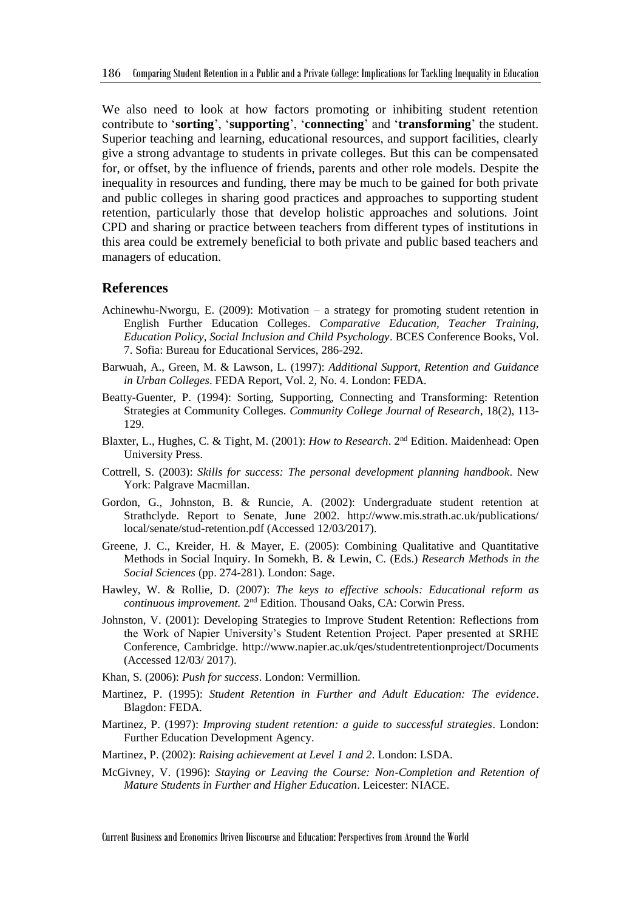We also need to look at how factors promoting or inhibiting student retention contribute to '**sorting**', '**supporting**', '**connecting**' and '**transforming**' the student. Superior teaching and learning, educational resources, and support facilities, clearly give a strong advantage to students in private colleges. But this can be compensated for, or offset, by the influence of friends, parents and other role models. Despite the inequality in resources and funding, there may be much to be gained for both private and public colleges in sharing good practices and approaches to supporting student retention, particularly those that develop holistic approaches and solutions. Joint CPD and sharing or practice between teachers from different types of institutions in this area could be extremely beneficial to both private and public based teachers and managers of education.

## References

Achinewhu-Nworgu, E. (2009): Motivation – a strategy for promoting student retention in English Further Education Colleges. *Comparative Education, Teacher Training, Education Policy, Social Inclusion and Child Psychology*. BCES Conference Books, Vol. 7. Sofia: Bureau for Educational Services, 286-292.

Barwuah, A., Green, M. & Lawson, L. (1997): *Additional Support, Retention and Guidance in Urban Colleges*. FEDA Report, Vol. 2, No. 4. London: FEDA.

Beatty-Guenter, P. (1994): Sorting, Supporting, Connecting and Transforming: Retention Strategies at Community Colleges. *Community College Journal of Research*, 18(2), 113-129.

Blaxter, L., Hughes, C. & Tight, M. (2001): *How to Research*. 2nd Edition. Maidenhead: Open University Press.

Cottrell, S. (2003): *Skills for success: The personal development planning handbook*. New York: Palgrave Macmillan.

Gordon, G., Johnston, B. & Runcie, A. (2002): Undergraduate student retention at Strathclyde. Report to Senate, June 2002. http://www.mis.strath.ac.uk/publications/local/senate/stud-retention.pdf (Accessed 12/03/2017).

Greene, J. C., Kreider, H. & Mayer, E. (2005): Combining Qualitative and Quantitative Methods in Social Inquiry. In Somekh, B. & Lewin, C. (Eds.) *Research Methods in the Social Sciences* (pp. 274-281). London: Sage.

Hawley, W. & Rollie, D. (2007): *The keys to effective schools: Educational reform as continuous improvement.* 2nd Edition. Thousand Oaks, CA: Corwin Press.

Johnston, V. (2001): Developing Strategies to Improve Student Retention: Reflections from the Work of Napier University's Student Retention Project. Paper presented at SRHE Conference, Cambridge. http://www.napier.ac.uk/qes/studentretentionproject/Documents (Accessed 12/03/ 2017).

Khan, S. (2006): *Push for success*. London: Vermillion.

Martinez, P. (1995): *Student Retention in Further and Adult Education: The evidence*. Blagdon: FEDA.

Martinez, P. (1997): *Improving student retention: a guide to successful strategies*. London: Further Education Development Agency.

Martinez, P. (2002): *Raising achievement at Level 1 and 2*. London: LSDA.

McGivney, V. (1996): *Staying or Leaving the Course: Non-Completion and Retention of Mature Students in Further and Higher Education*. Leicester: NIACE.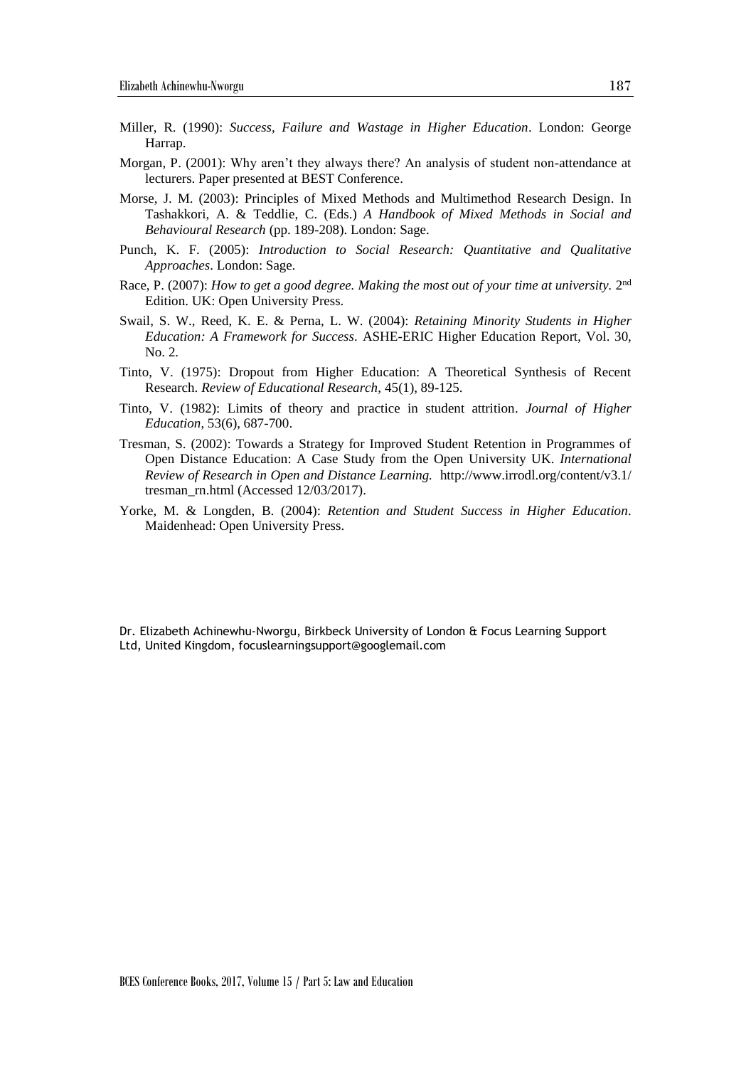Miller, R. (1990): *Success, Failure and Wastage in Higher Education*. London: George Harrap.

Morgan, P. (2001): Why aren't they always there? An analysis of student non-attendance at lecturers. Paper presented at BEST Conference.

Morse, J. M. (2003): Principles of Mixed Methods and Multimethod Research Design. In Tashakkori, A. & Teddlie, C. (Eds.) *A Handbook of Mixed Methods in Social and Behavioural Research* (pp. 189-208). London: Sage.

Punch, K. F. (2005): *Introduction to Social Research: Quantitative and Qualitative Approaches*. London: Sage.

Race, P. (2007): *How to get a good degree. Making the most out of your time at university.* 2nd Edition. UK: Open University Press.

Swail, S. W., Reed, K. E. & Perna, L. W. (2004): *Retaining Minority Students in Higher Education: A Framework for Success*. ASHE-ERIC Higher Education Report, Vol. 30, No. 2.

Tinto, V. (1975): Dropout from Higher Education: A Theoretical Synthesis of Recent Research. *Review of Educational Research*, 45(1), 89-125.

Tinto, V. (1982): Limits of theory and practice in student attrition. *Journal of Higher Education*, 53(6), 687-700.

Tresman, S. (2002): Towards a Strategy for Improved Student Retention in Programmes of Open Distance Education: A Case Study from the Open University UK. *International Review of Research in Open and Distance Learning.* http://www.irrodl.org/content/v3.1/tresman_rn.html (Accessed 12/03/2017).

Yorke, M. & Longden, B. (2004): *Retention and Student Success in Higher Education*. Maidenhead: Open University Press.

Dr. Elizabeth Achinewhu-Nworgu, Birkbeck University of London & Focus Learning Support Ltd, United Kingdom, focuslearningsupport@googlemail.com